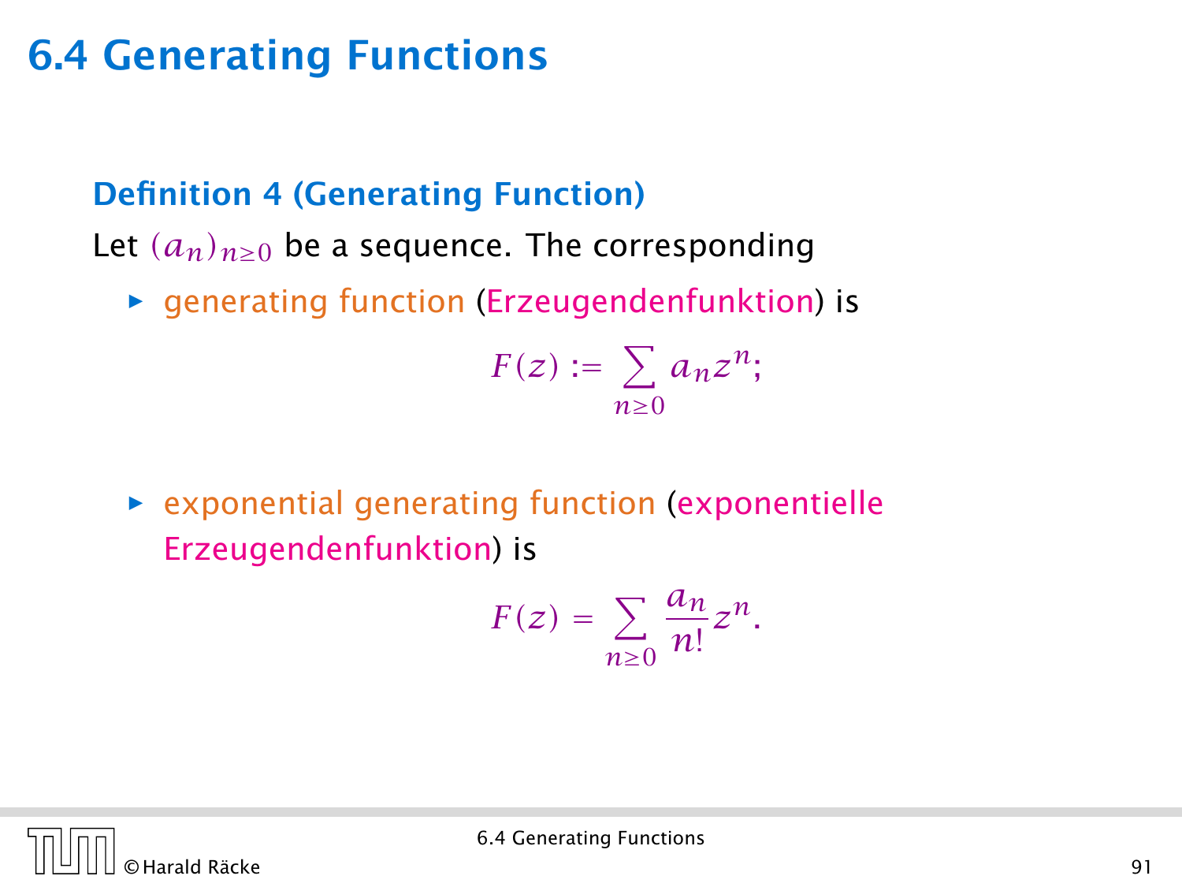# 6.4 Generating Functions

### Definition 4 (Generating Function)

Let $(a_n)_{n\geq 0}$ be a sequence. The corresponding

- generating function (Erzeugendenfunktion) is

$$F(z) := \sum_{n\geq 0} a_n z^n;$$

- exponential generating function (exponentielle Erzeugendenfunktion) is

$$F(z) = \sum_{n\geq 0} \frac{a_n}{n!} z^n.$$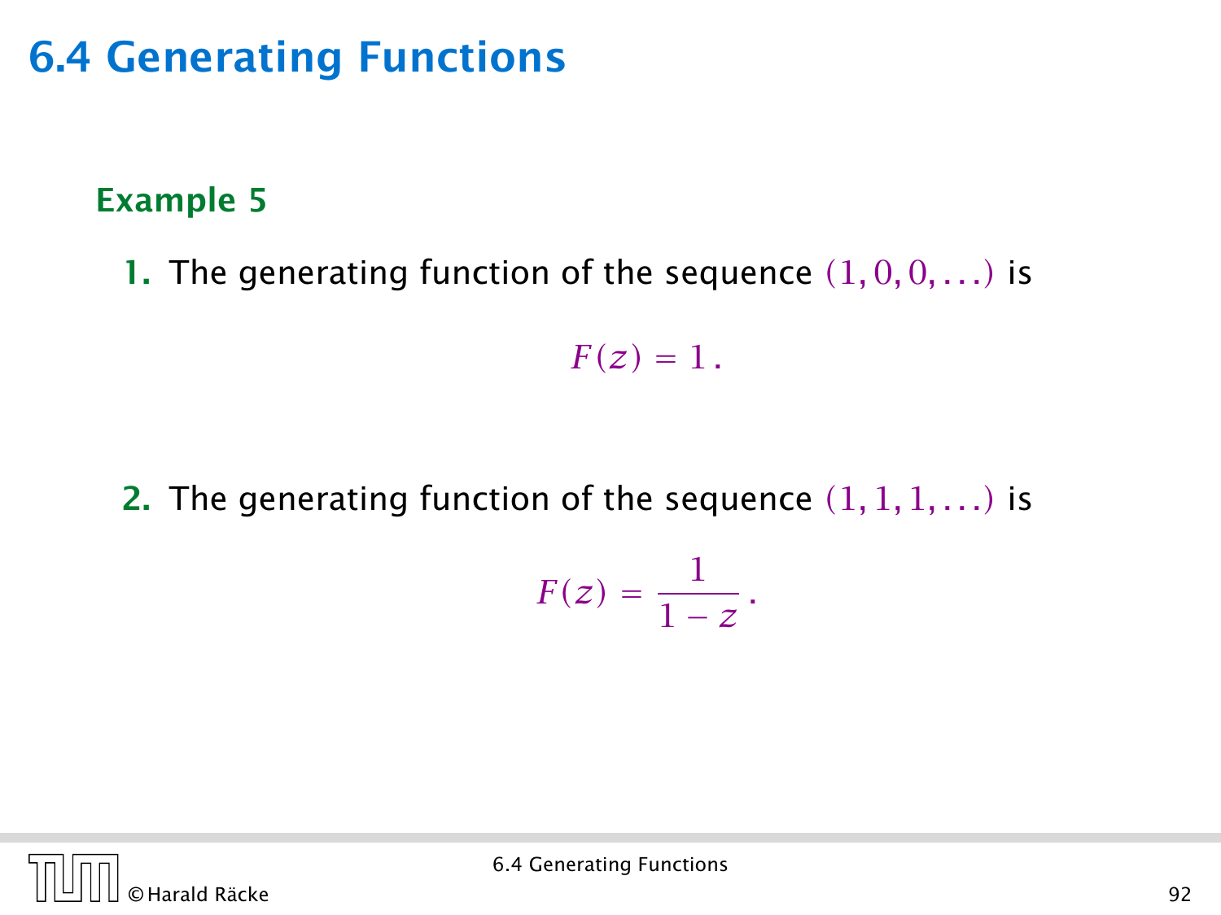# 6.4 Generating Functions

**Example 5**

1. The generating function of the sequence $(1, 0, 0, \ldots)$ is

$$F(z) = 1 \, .$$

2. The generating function of the sequence $(1, 1, 1, \ldots)$ is

$$F(z) = \frac{1}{1-z} \, .$$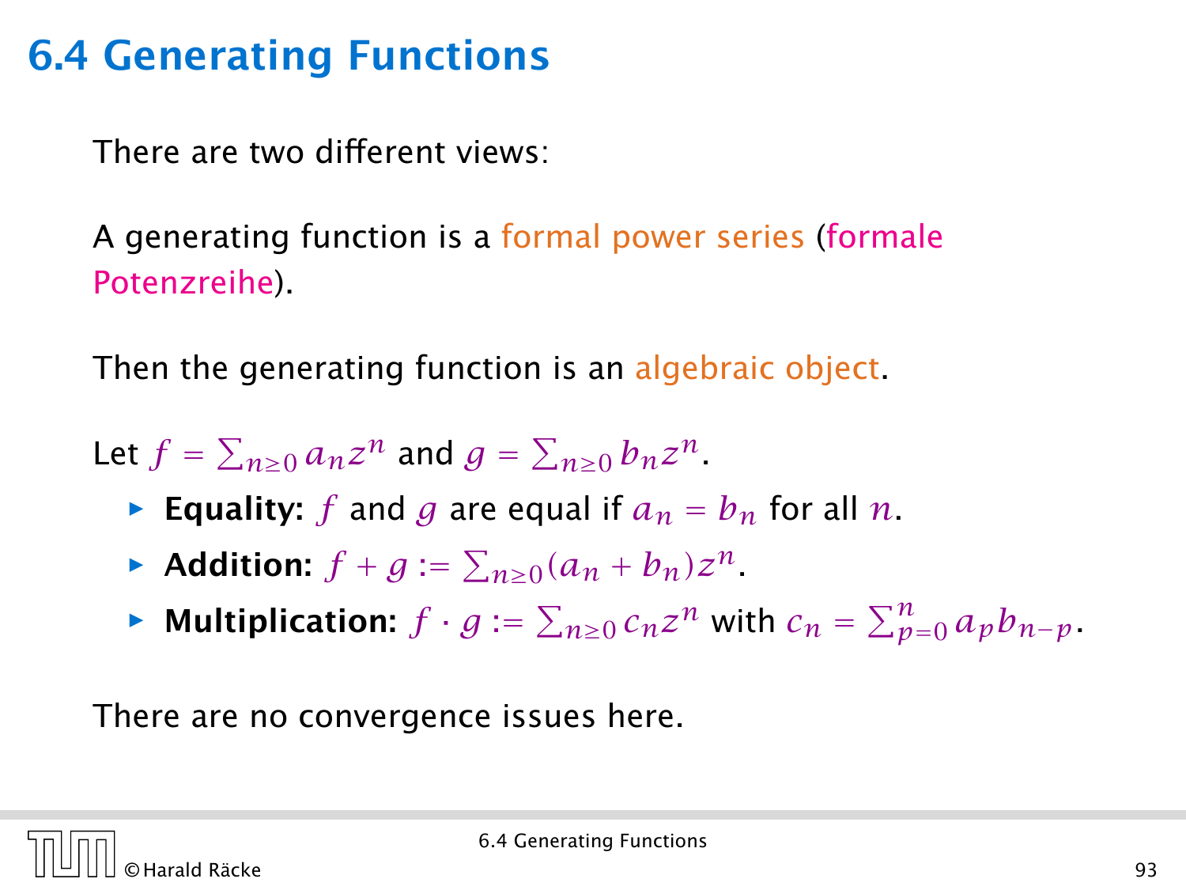## 6.4 Generating Functions

There are two different views:

A generating function is a formal power series (formale Potenzreihe).

Then the generating function is an algebraic object.

Let $f = \sum_{n\geq 0} a_n z^n$ and $g = \sum_{n\geq 0} b_n z^n$.

- **Equality:** $f$ and $g$ are equal if $a_n = b_n$ for all $n$.
- **Addition:** $f + g := \sum_{n\geq 0}(a_n + b_n)z^n$.
- **Multiplication:** $f \cdot g := \sum_{n\geq 0} c_n z^n$ with $c_n = \sum_{p=0}^{n} a_p b_{n-p}$.

There are no convergence issues here.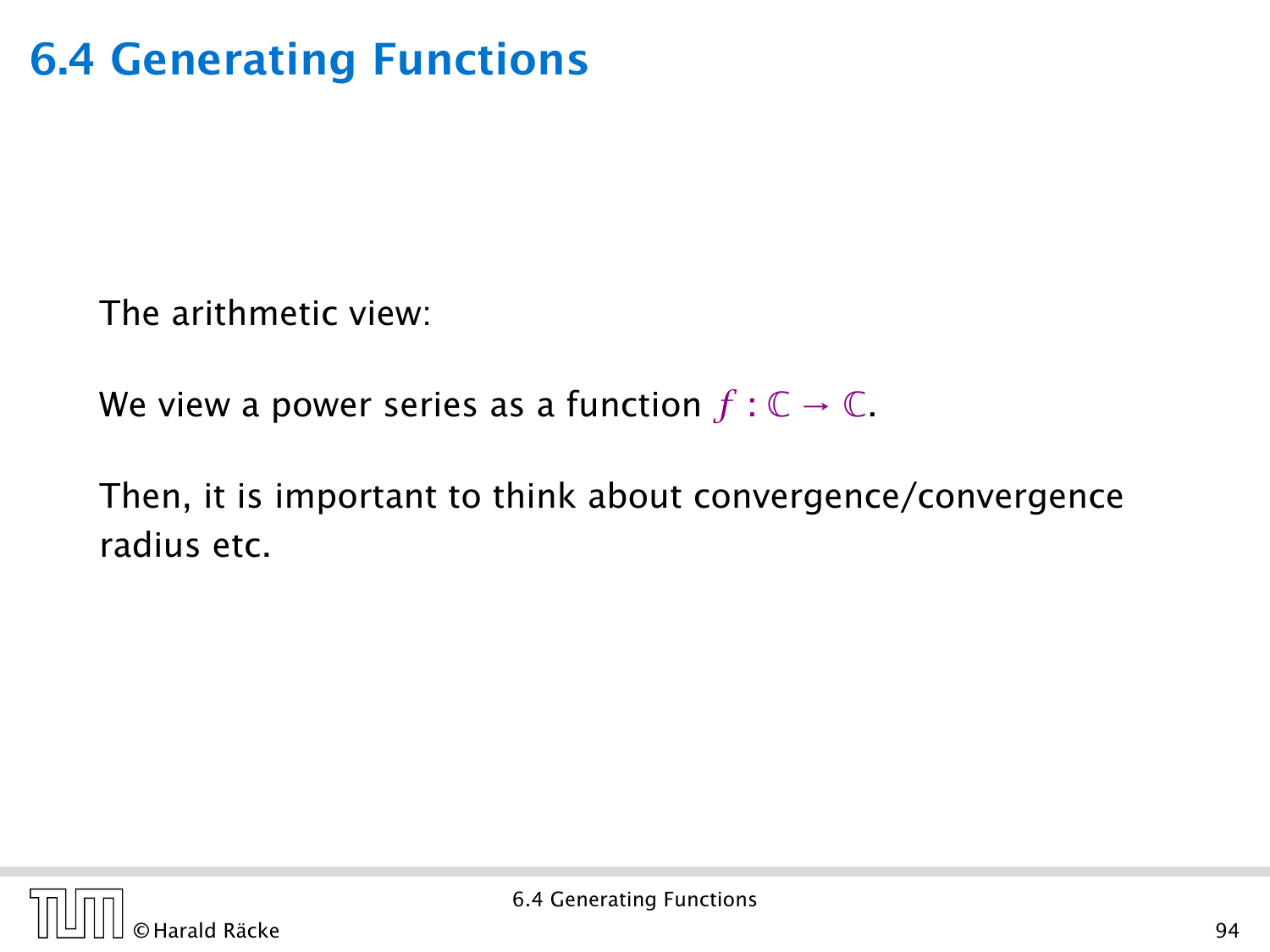# 6.4 Generating Functions

The arithmetic view:

We view a power series as a function $f : \mathbb{C} \to \mathbb{C}$.

Then, it is important to think about convergence/convergence radius etc.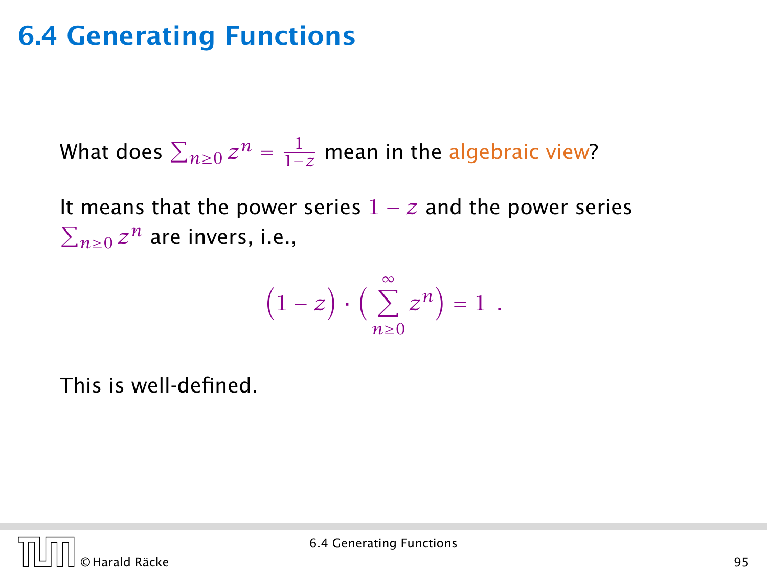# 6.4 Generating Functions

What does $\sum_{n\geq 0} z^n = \frac{1}{1-z}$ mean in the algebraic view?

It means that the power series $1 - z$ and the power series $\sum_{n\geq 0} z^n$ are invers, i.e.,

$$\left(1 - z\right) \cdot \Big( \sum_{n\geq 0}^{\infty} z^n \Big) = 1 \ .$$

This is well-defined.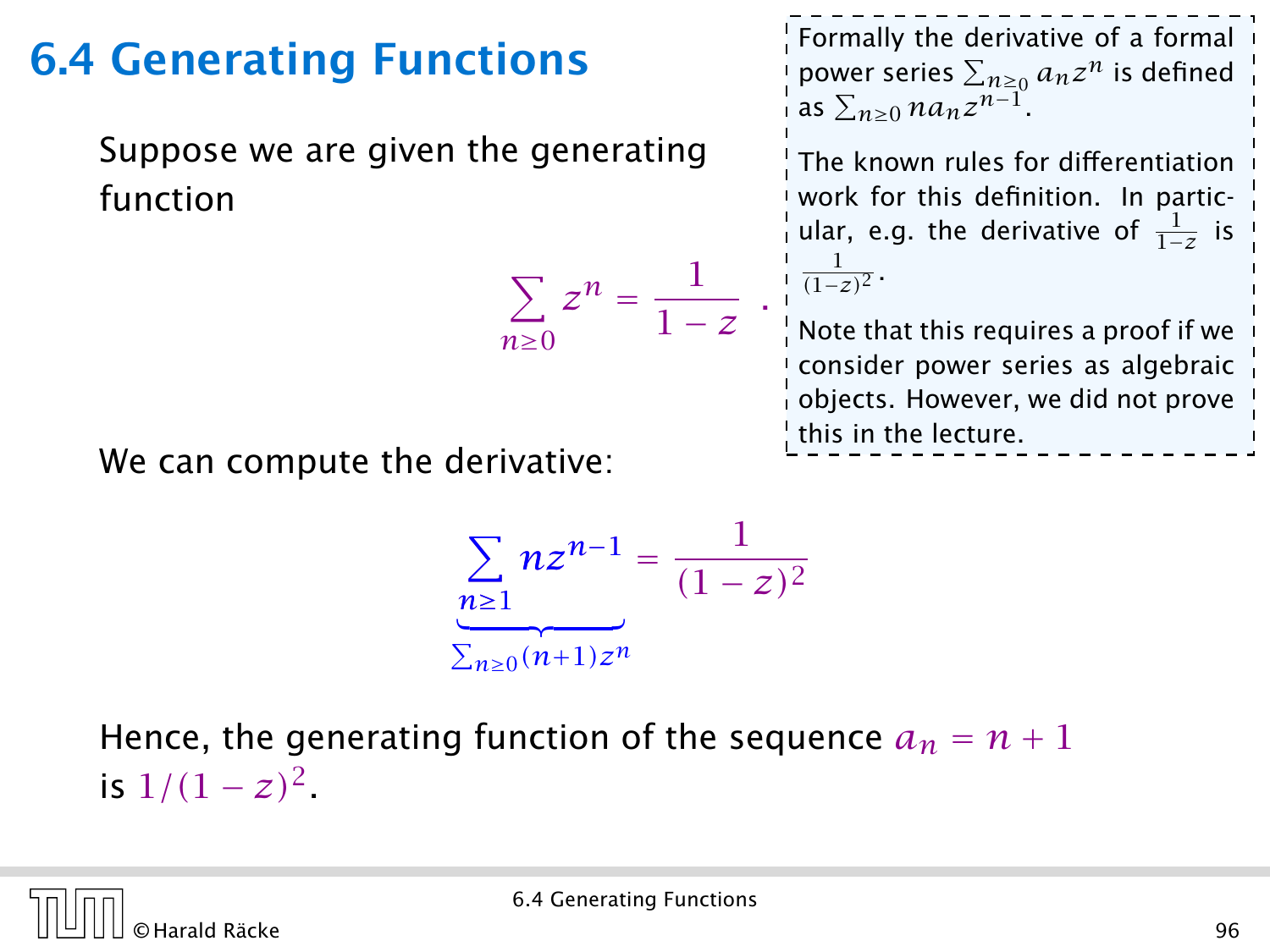## 6.4 Generating Functions

Suppose we are given the generating function

$$\sum_{n\geq 0} z^n = \frac{1}{1-z} \ .$$

> Formally the derivative of a formal power series $\sum_{n\geq 0} a_n z^n$ is defined as $\sum_{n\geq 0} n a_n z^{n-1}$.
>
> The known rules for differentiation work for this definition. In particular, e.g. the derivative of $\frac{1}{1-z}$ is $\frac{1}{(1-z)^2}$.
>
> Note that this requires a proof if we consider power series as algebraic objects. However, we did not prove this in the lecture.

We can compute the derivative:

$$\underbrace{\sum_{n\geq 1} n z^{n-1}}_{\sum_{n\geq 0}(n+1)z^n} = \frac{1}{(1-z)^2}$$

Hence, the generating function of the sequence $a_n = n+1$ is $1/(1-z)^2$.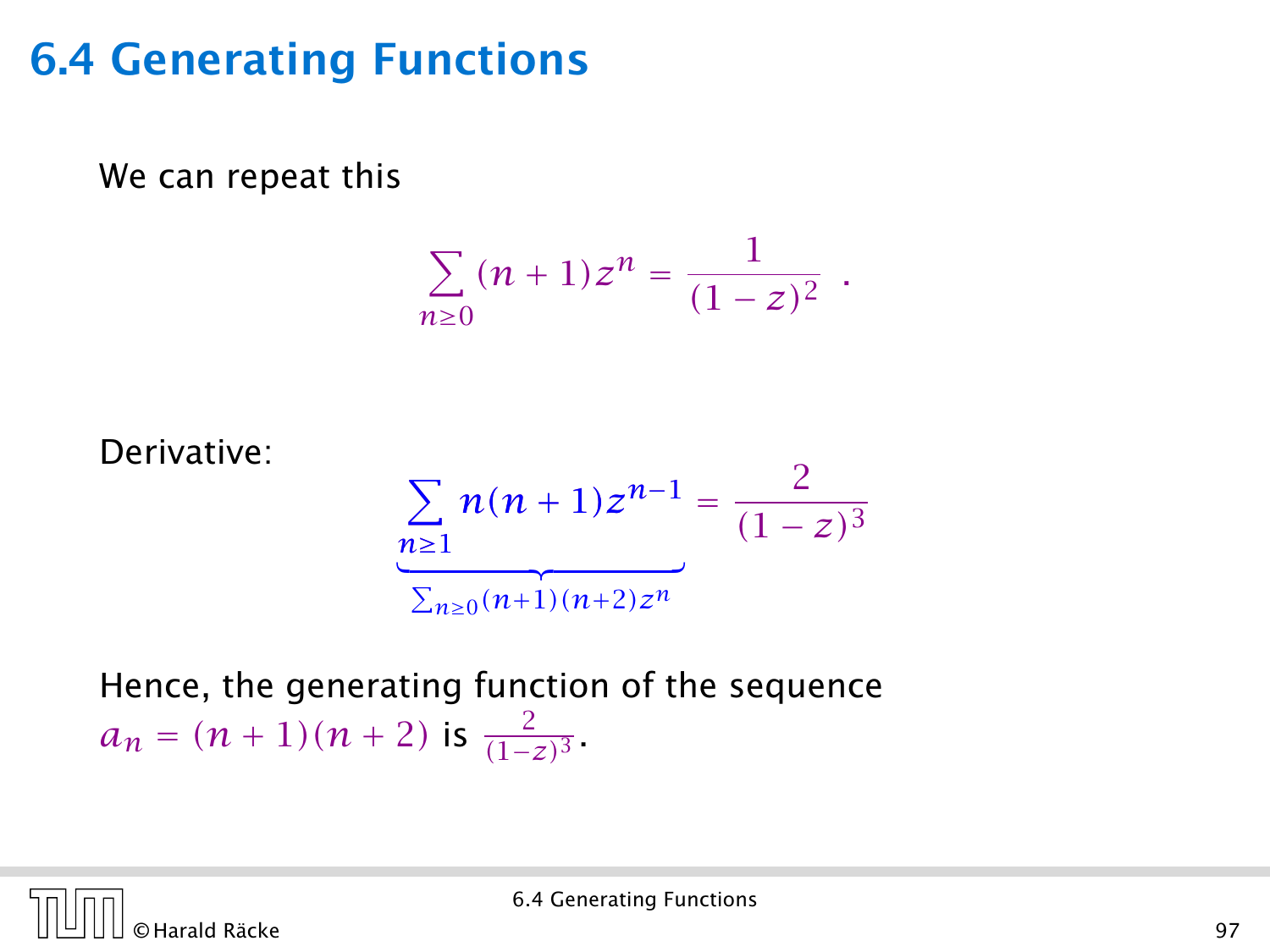# 6.4 Generating Functions

We can repeat this

$$\sum_{n\geq 0}(n+1)z^n = \frac{1}{(1-z)^2} \ .$$

Derivative:

$$\underbrace{\sum_{n\geq 1} n(n+1)z^{n-1}}_{\sum_{n\geq 0}(n+1)(n+2)z^n} = \frac{2}{(1-z)^3}$$

Hence, the generating function of the sequence $a_n = (n+1)(n+2)$ is $\frac{2}{(1-z)^3}$.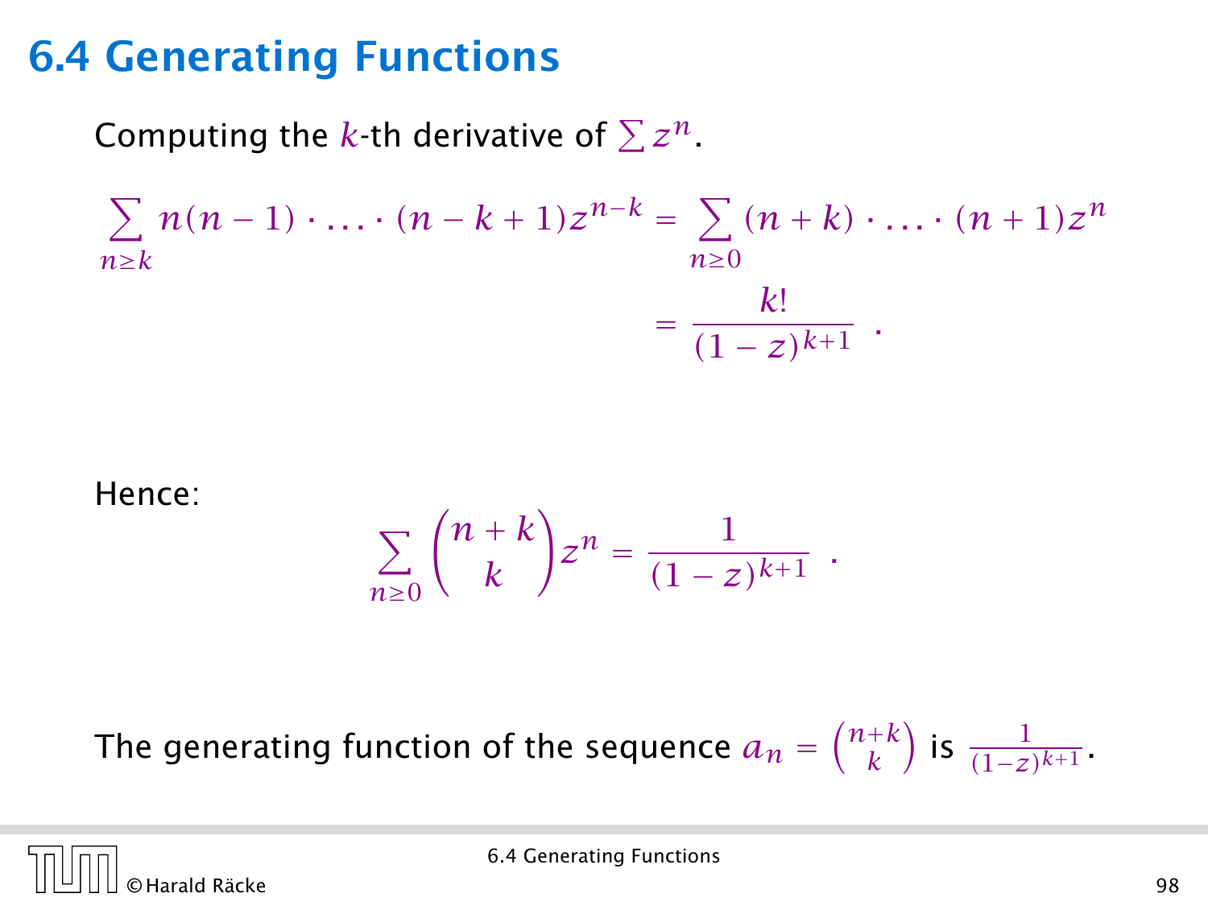## 6.4 Generating Functions

Computing the $k$-th derivative of $\sum z^n$.

$$
\begin{aligned}
\sum_{n\geq k} n(n-1)\cdot \ldots \cdot (n-k+1)z^{n-k} &= \sum_{n\geq 0}(n+k)\cdot \ldots \cdot (n+1)z^n \\
&= \frac{k!}{(1-z)^{k+1}} \enspace .
\end{aligned}
$$

Hence:

$$
\sum_{n\geq 0}\binom{n+k}{k}z^n = \frac{1}{(1-z)^{k+1}} \enspace .
$$

The generating function of the sequence $a_n = \binom{n+k}{k}$ is $\frac{1}{(1-z)^{k+1}}$.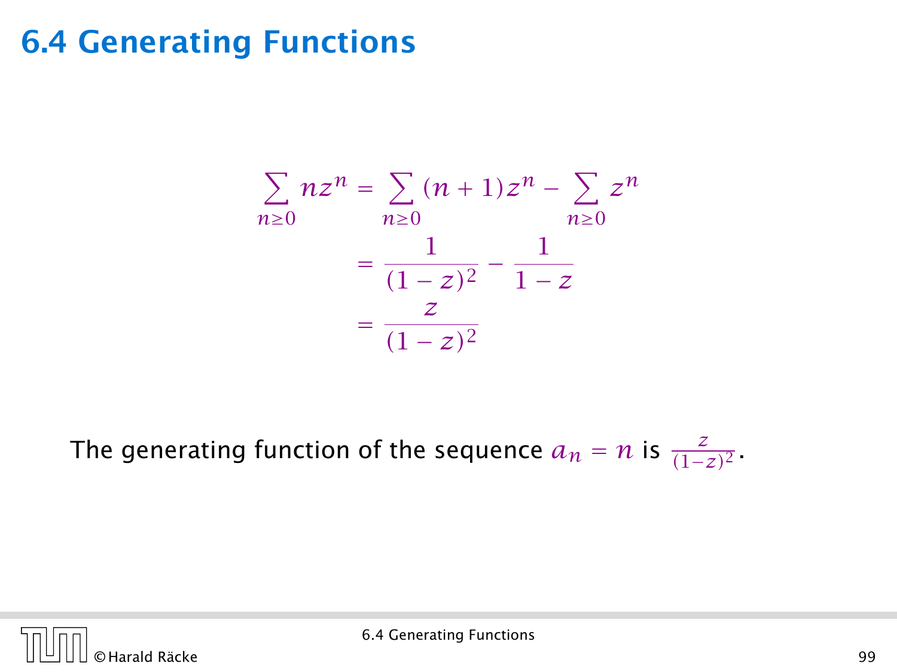## 6.4 Generating Functions

$$
\begin{aligned}
\sum_{n\geq 0} nz^n &= \sum_{n\geq 0}(n+1)z^n - \sum_{n\geq 0} z^n \\
&= \frac{1}{(1-z)^2} - \frac{1}{1-z} \\
&= \frac{z}{(1-z)^2}
\end{aligned}
$$

The generating function of the sequence $a_n = n$ is $\frac{z}{(1-z)^2}$.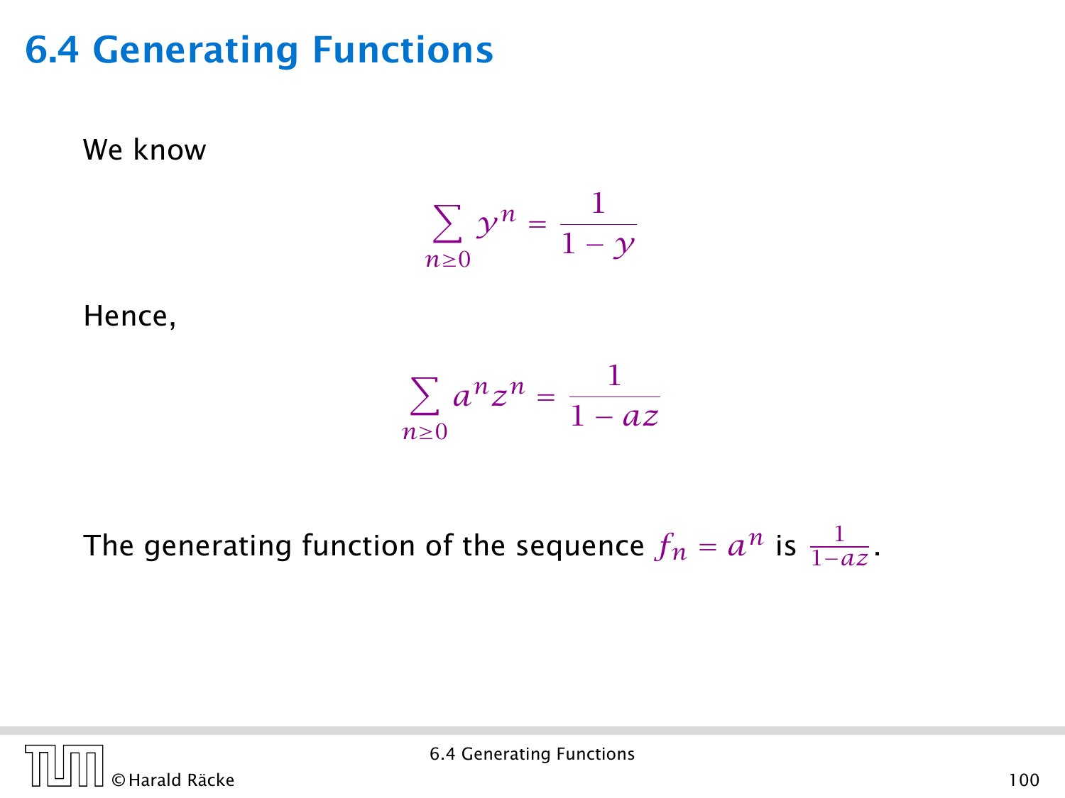# 6.4 Generating Functions

We know

$$\sum_{n\geq 0} y^n = \frac{1}{1-y}$$

Hence,

$$\sum_{n\geq 0} a^n z^n = \frac{1}{1-az}$$

The generating function of the sequence $f_n = a^n$ is $\frac{1}{1-az}$.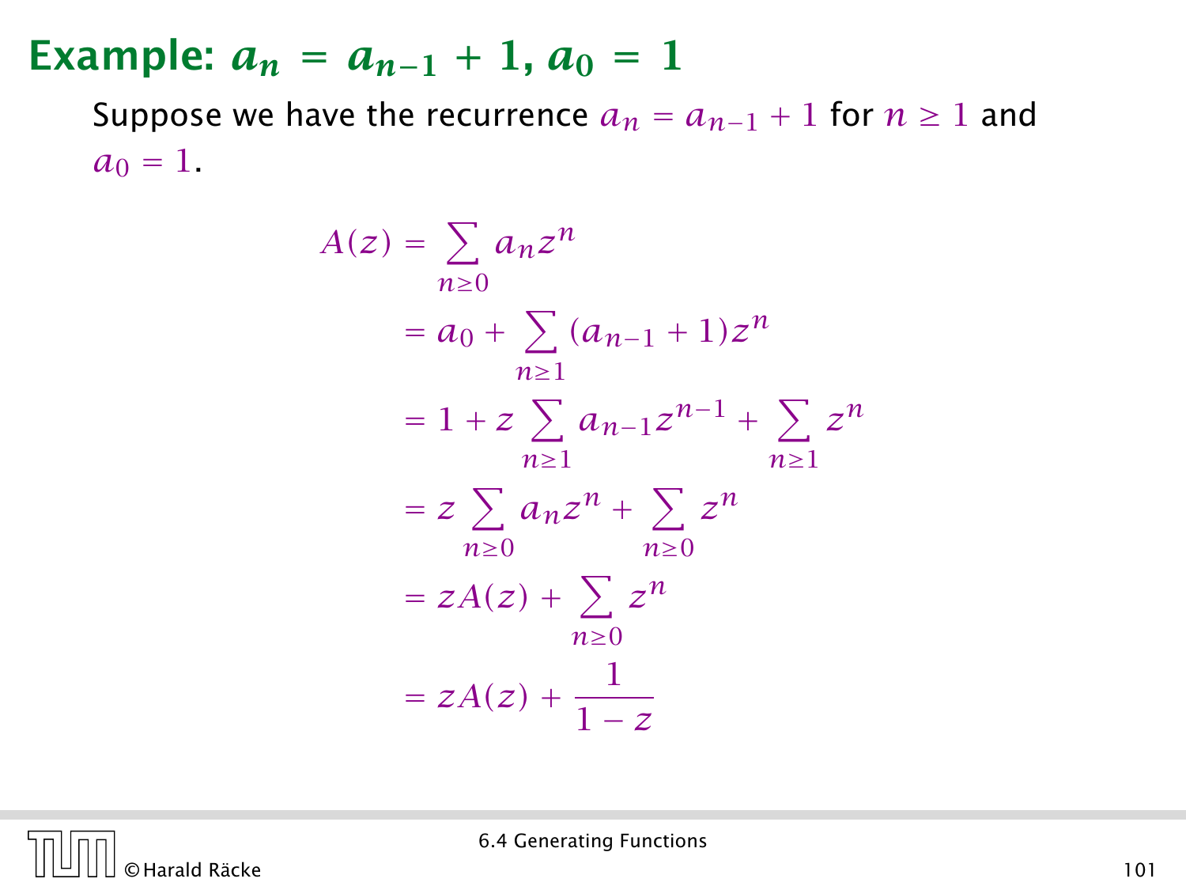## Example: $a_n = a_{n-1} + 1$, $a_0 = 1$

Suppose we have the recurrence $a_n = a_{n-1} + 1$ for $n \geq 1$ and $a_0 = 1$.

$$
\begin{aligned}
A(z) &= \sum_{n\geq 0} a_n z^n \\
&= a_0 + \sum_{n\geq 1} (a_{n-1} + 1) z^n \\
&= 1 + z \sum_{n\geq 1} a_{n-1} z^{n-1} + \sum_{n\geq 1} z^n \\
&= z \sum_{n\geq 0} a_n z^n + \sum_{n\geq 0} z^n \\
&= zA(z) + \sum_{n\geq 0} z^n \\
&= zA(z) + \frac{1}{1-z}
\end{aligned}
$$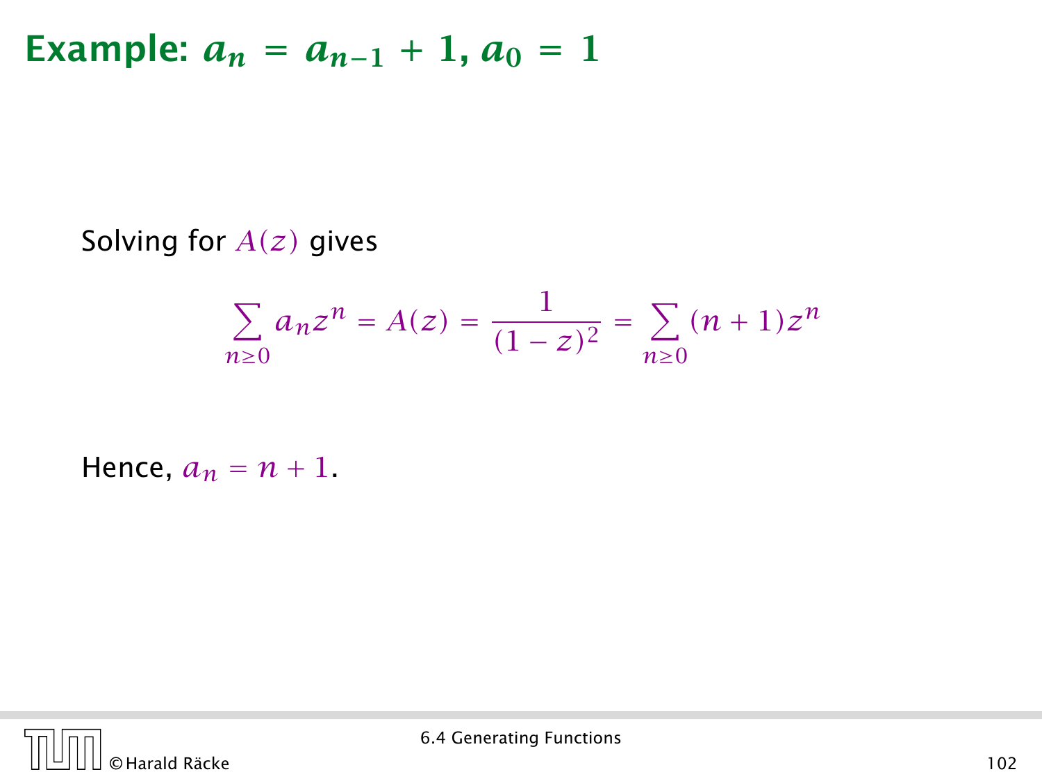# Example: $a_n = a_{n-1} + 1$, $a_0 = 1$

Solving for $A(z)$ gives

$$\sum_{n\geq 0} a_n z^n = A(z) = \frac{1}{(1-z)^2} = \sum_{n\geq 0} (n+1) z^n$$

Hence, $a_n = n + 1$.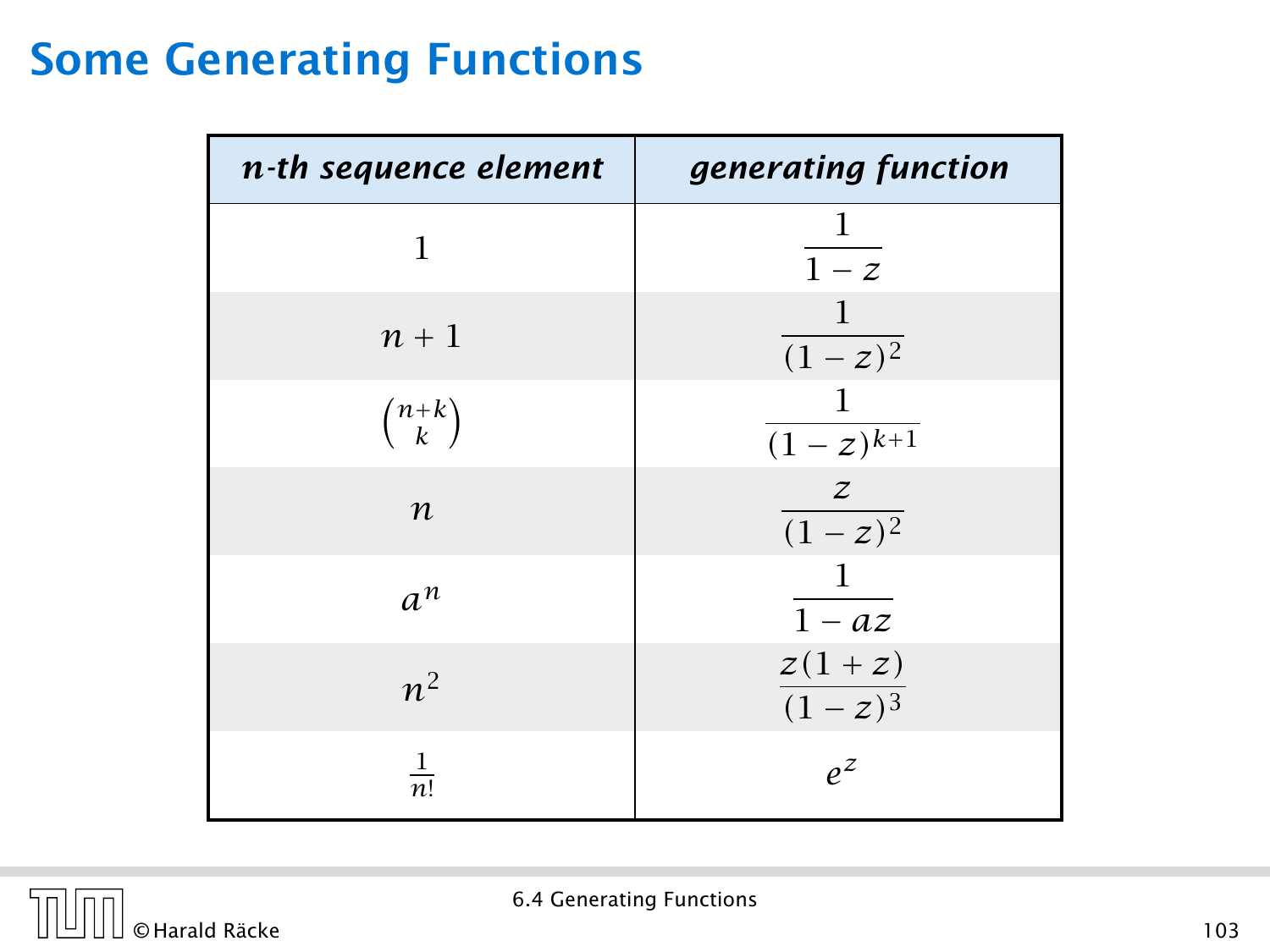# Some Generating Functions

| *n-th sequence element* | *generating function* |
|---|---|
| $1$ | $\frac{1}{1-z}$ |
| $n+1$ | $\frac{1}{(1-z)^2}$ |
| $\binom{n+k}{k}$ | $\frac{1}{(1-z)^{k+1}}$ |
| $n$ | $\frac{z}{(1-z)^2}$ |
| $a^n$ | $\frac{1}{1-az}$ |
| $n^2$ | $\frac{z(1+z)}{(1-z)^3}$ |
| $\frac{1}{n!}$ | $e^z$ |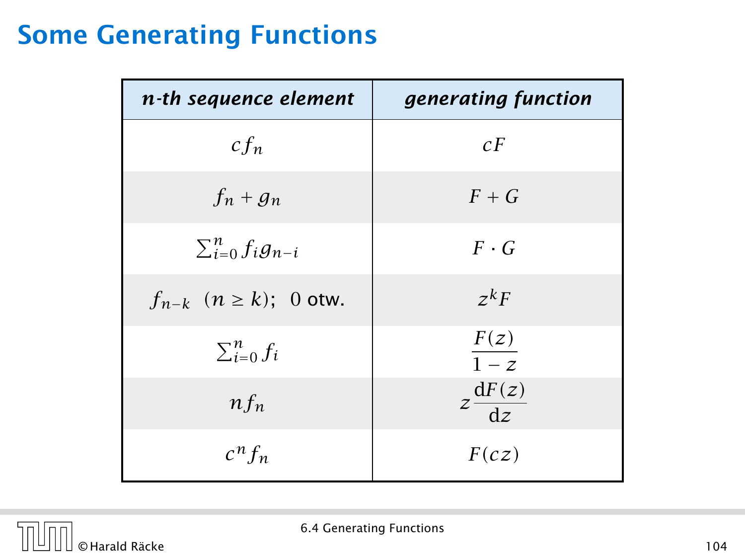# Some Generating Functions

| *n-th sequence element* | *generating function* |
|---|---|
| $cf_n$ | $cF$ |
| $f_n + g_n$ | $F + G$ |
| $\sum_{i=0}^{n} f_i g_{n-i}$ | $F \cdot G$ |
| $f_{n-k}$ $(n \geq k)$; $0$ otw. | $z^k F$ |
| $\sum_{i=0}^{n} f_i$ | $\frac{F(z)}{1-z}$ |
| $nf_n$ | $z\frac{\mathrm{d}F(z)}{\mathrm{d}z}$ |
| $c^n f_n$ | $F(cz)$ |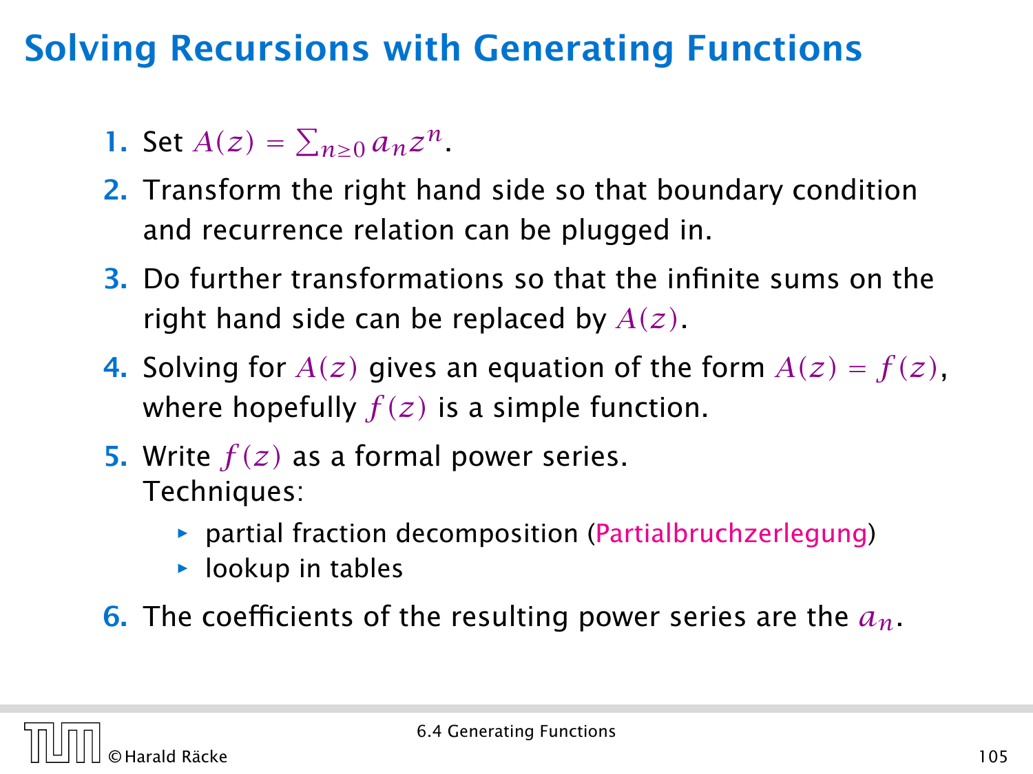# Solving Recursions with Generating Functions

1. Set $A(z) = \sum_{n\geq 0} a_n z^n$.
2. Transform the right hand side so that boundary condition and recurrence relation can be plugged in.
3. Do further transformations so that the infinite sums on the right hand side can be replaced by $A(z)$.
4. Solving for $A(z)$ gives an equation of the form $A(z) = f(z)$, where hopefully $f(z)$ is a simple function.
5. Write $f(z)$ as a formal power series.
   Techniques:
   - partial fraction decomposition (Partialbruchzerlegung)
   - lookup in tables
6. The coefficients of the resulting power series are the $a_n$.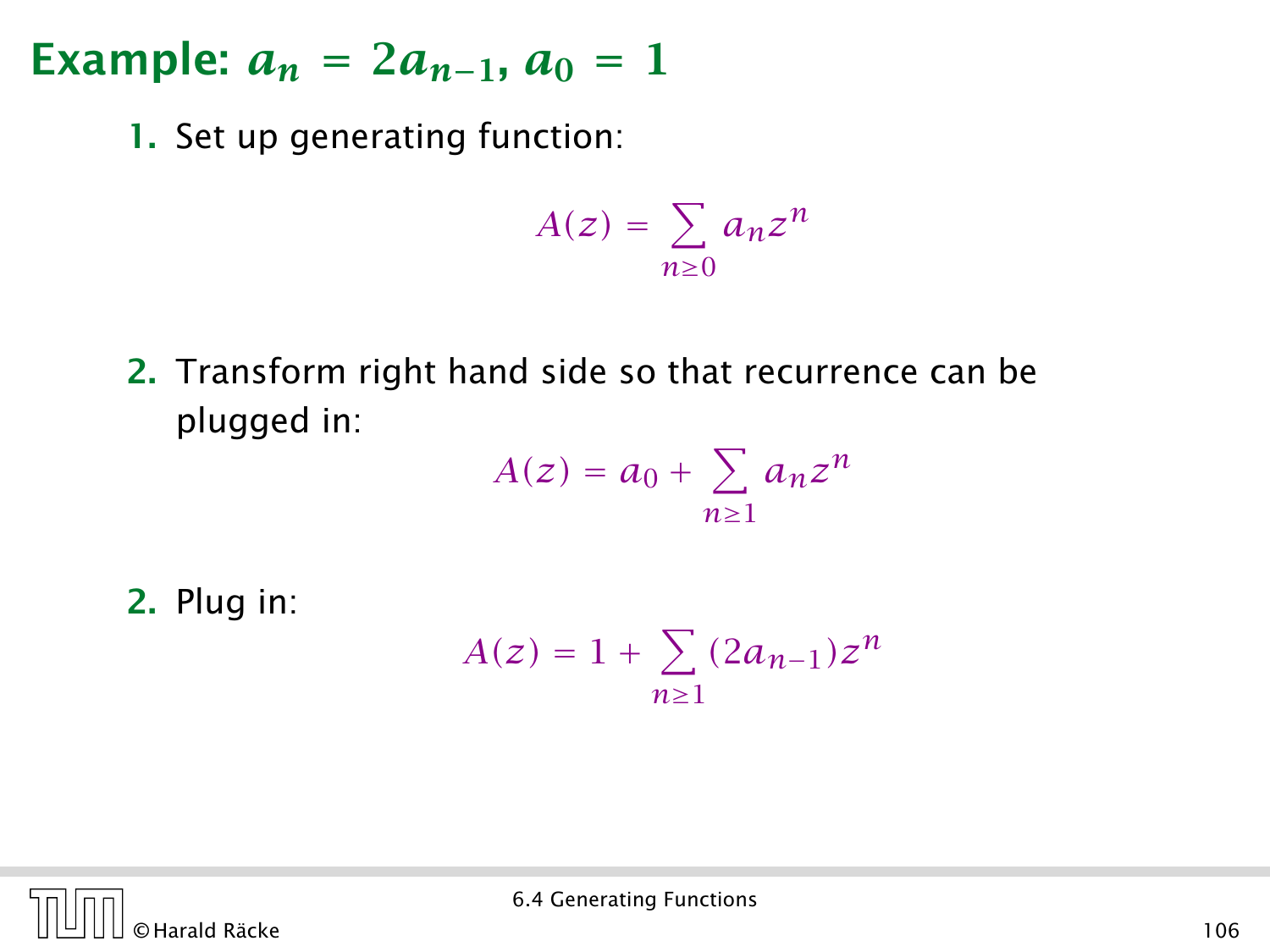# Example: $a_n = 2a_{n-1}$, $a_0 = 1$

1. Set up generating function:

$$A(z) = \sum_{n\geq 0} a_n z^n$$

2. Transform right hand side so that recurrence can be plugged in:

$$A(z) = a_0 + \sum_{n\geq 1} a_n z^n$$

2. Plug in:

$$A(z) = 1 + \sum_{n\geq 1} (2a_{n-1}) z^n$$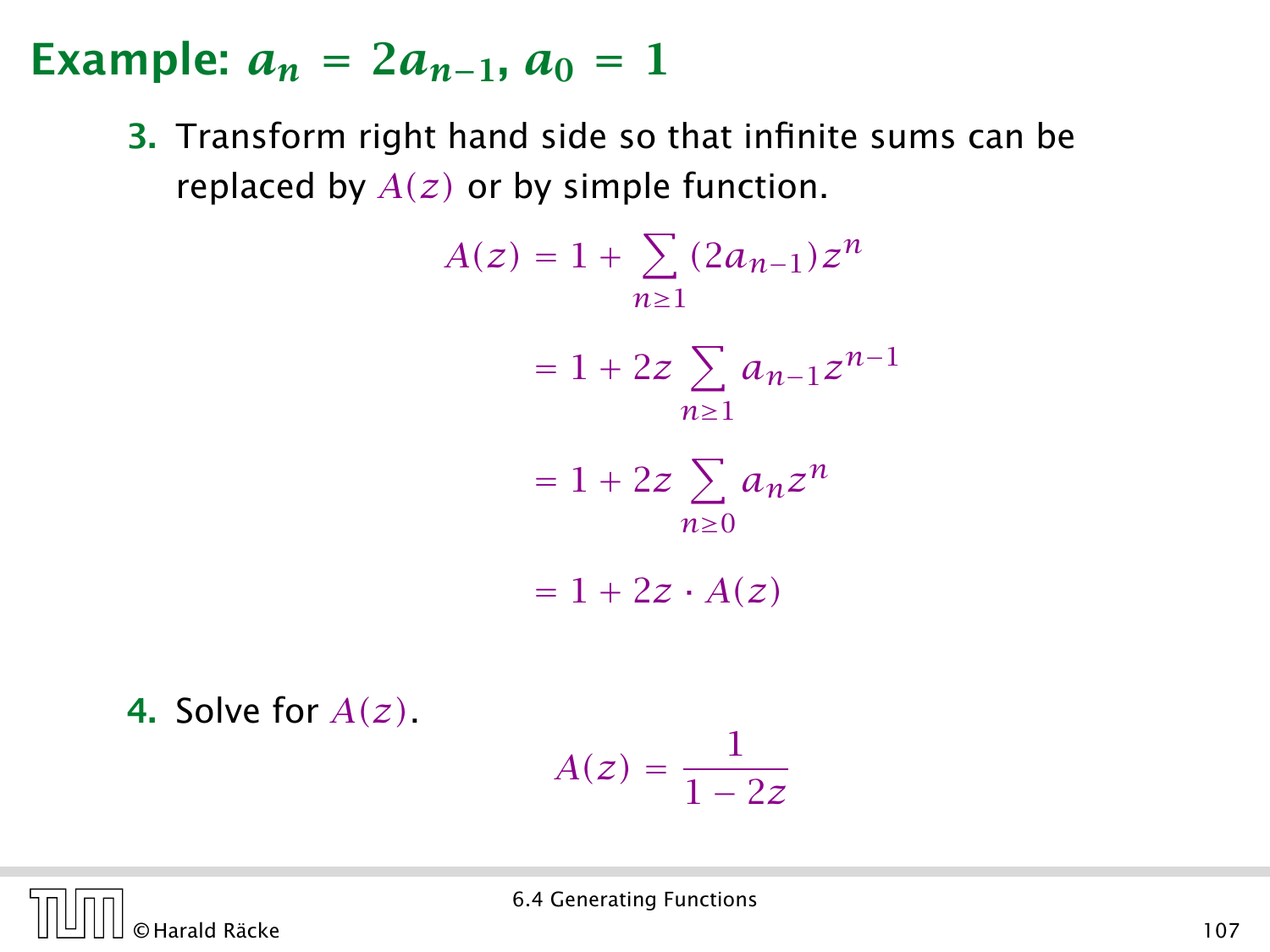## Example: $a_n = 2a_{n-1}$, $a_0 = 1$

3. Transform right hand side so that infinite sums can be replaced by $A(z)$ or by simple function.

$$
\begin{aligned}
A(z) &= 1 + \sum_{n\geq 1} (2a_{n-1})z^n \\
&= 1 + 2z \sum_{n\geq 1} a_{n-1}z^{n-1} \\
&= 1 + 2z \sum_{n\geq 0} a_n z^n \\
&= 1 + 2z \cdot A(z)
\end{aligned}
$$

4. Solve for $A(z)$.

$$
A(z) = \frac{1}{1-2z}
$$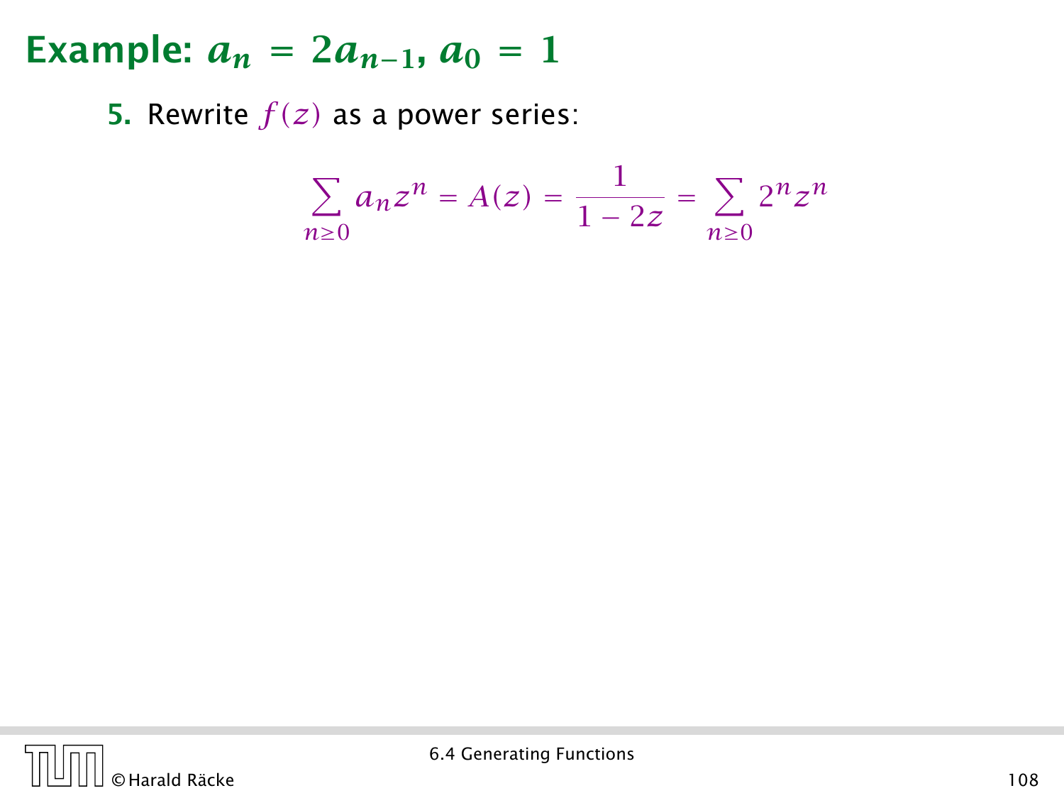## Example: $a_n = 2a_{n-1}$, $a_0 = 1$

**5.** Rewrite $f(z)$ as a power series:

$$\sum_{n\geq 0} a_n z^n = A(z) = \frac{1}{1-2z} = \sum_{n\geq 0} 2^n z^n$$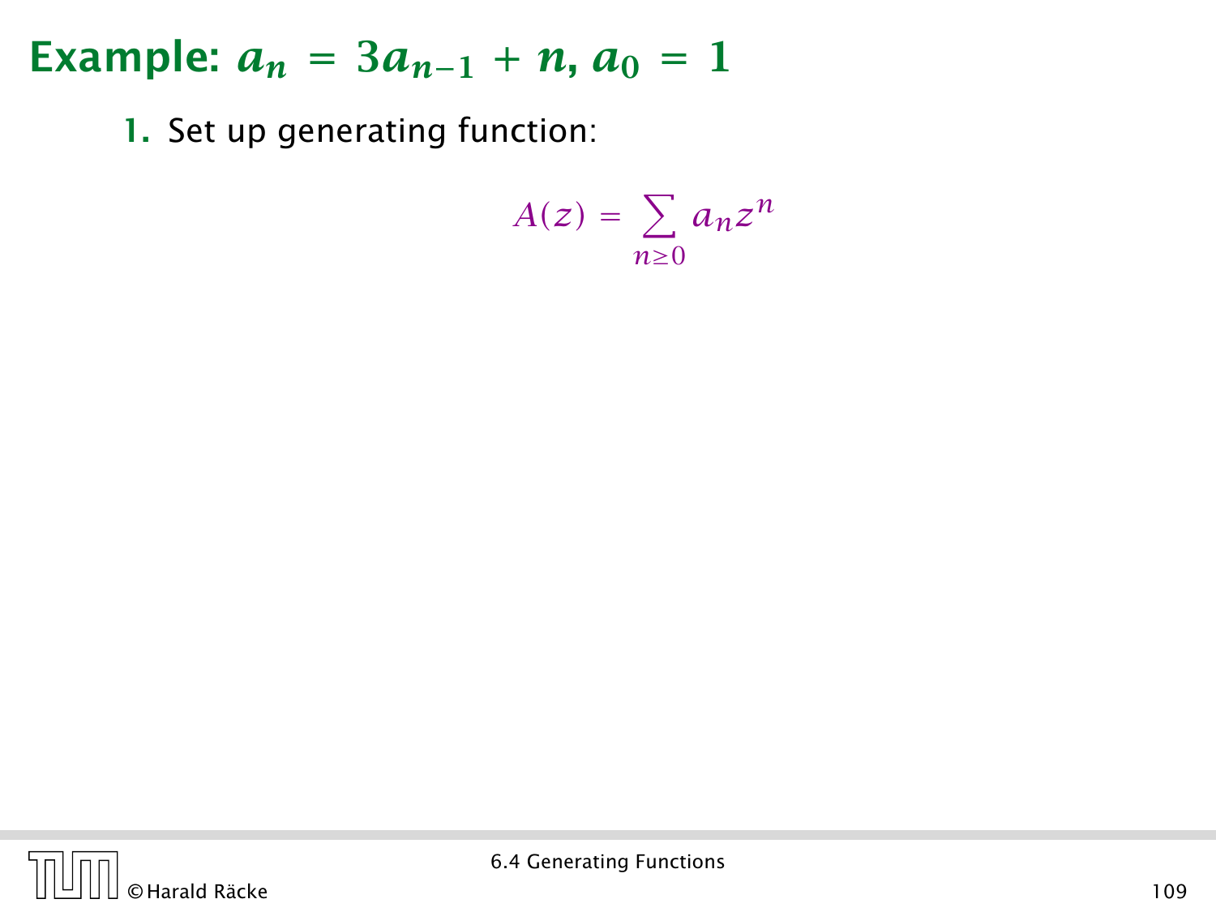## Example: $a_n = 3a_{n-1} + n$, $a_0 = 1$

1. Set up generating function:

$$A(z) = \sum_{n\geq 0} a_n z^n$$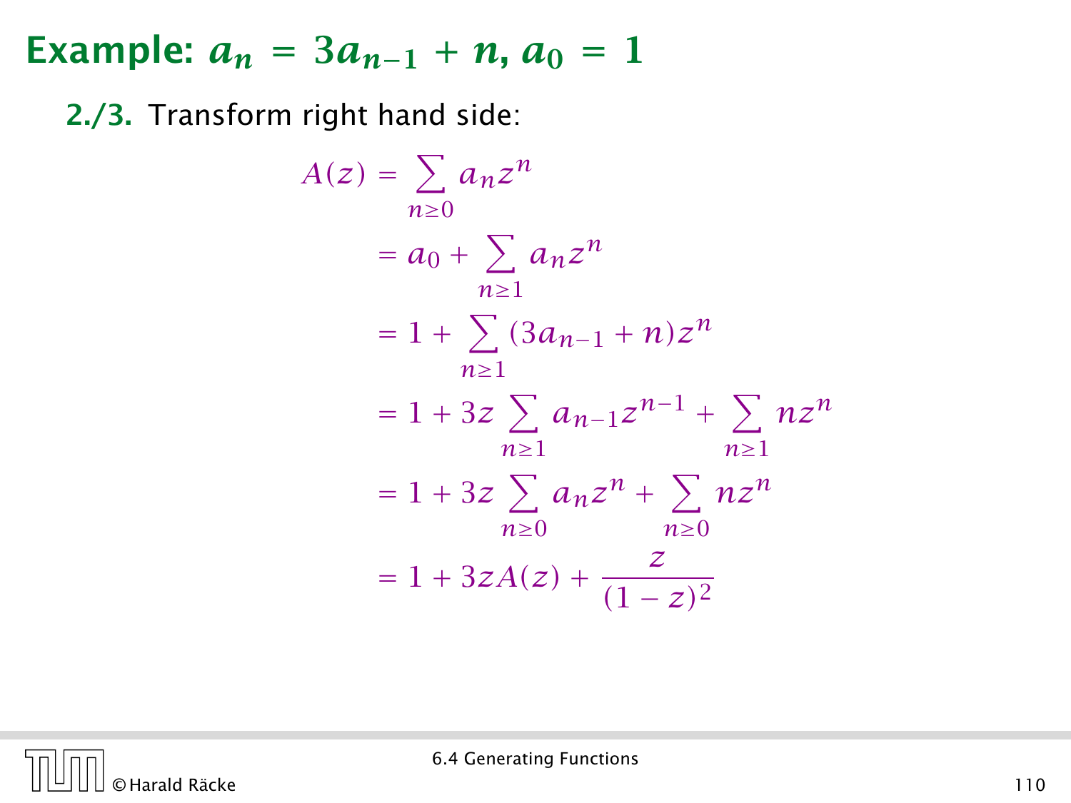## Example: $a_n = 3a_{n-1} + n$, $a_0 = 1$

**2./3.** Transform right hand side:

$$
\begin{aligned}
A(z) &= \sum_{n\geq 0} a_n z^n \\
&= a_0 + \sum_{n\geq 1} a_n z^n \\
&= 1 + \sum_{n\geq 1} (3a_{n-1} + n) z^n \\
&= 1 + 3z \sum_{n\geq 1} a_{n-1} z^{n-1} + \sum_{n\geq 1} n z^n \\
&= 1 + 3z \sum_{n\geq 0} a_n z^n + \sum_{n\geq 0} n z^n \\
&= 1 + 3zA(z) + \frac{z}{(1-z)^2}
\end{aligned}
$$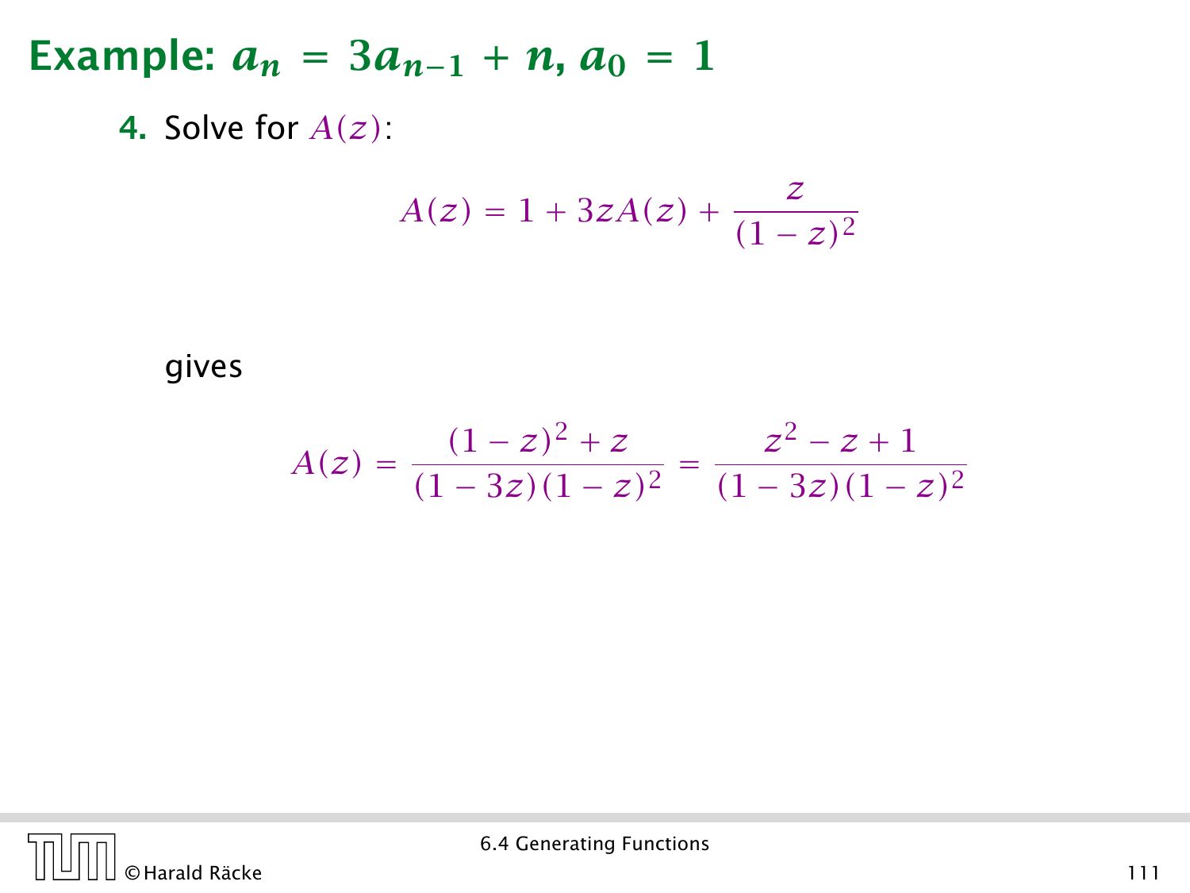## Example: $a_n = 3a_{n-1} + n, a_0 = 1$

**4.** Solve for $A(z)$:

$$A(z) = 1 + 3zA(z) + \frac{z}{(1-z)^2}$$

gives

$$A(z) = \frac{(1-z)^2 + z}{(1-3z)(1-z)^2} = \frac{z^2 - z + 1}{(1-3z)(1-z)^2}$$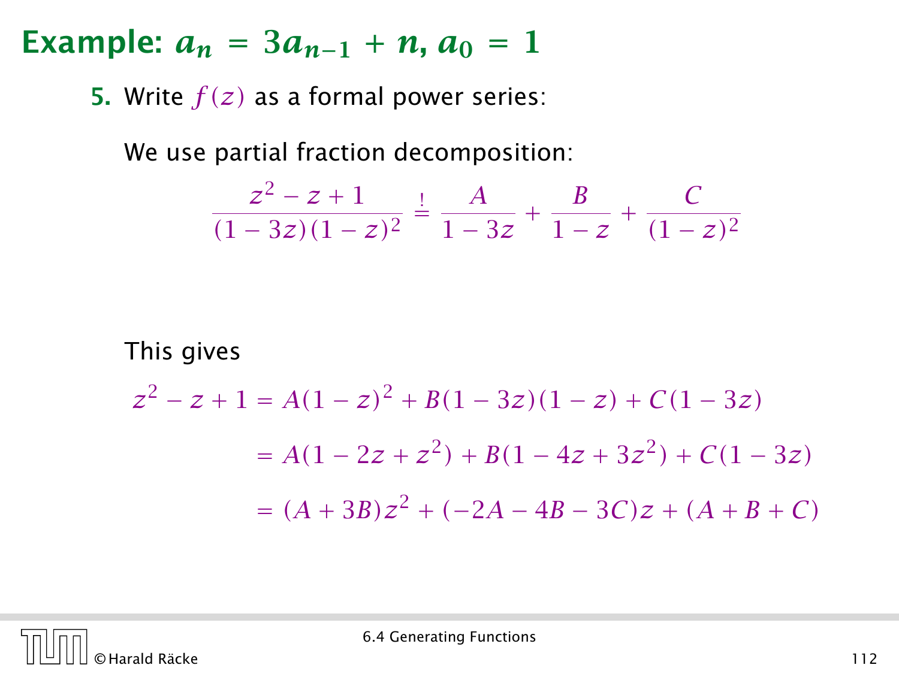## Example: $a_n = 3a_{n-1} + n$, $a_0 = 1$

**5.** Write $f(z)$ as a formal power series:

We use partial fraction decomposition:

$$\frac{z^2 - z + 1}{(1-3z)(1-z)^2} \stackrel{!}{=} \frac{A}{1-3z} + \frac{B}{1-z} + \frac{C}{(1-z)^2}$$

This gives

$$\begin{aligned}
z^2 - z + 1 &= A(1-z)^2 + B(1-3z)(1-z) + C(1-3z) \\
&= A(1-2z+z^2) + B(1-4z+3z^2) + C(1-3z) \\
&= (A+3B)z^2 + (-2A-4B-3C)z + (A+B+C)
\end{aligned}$$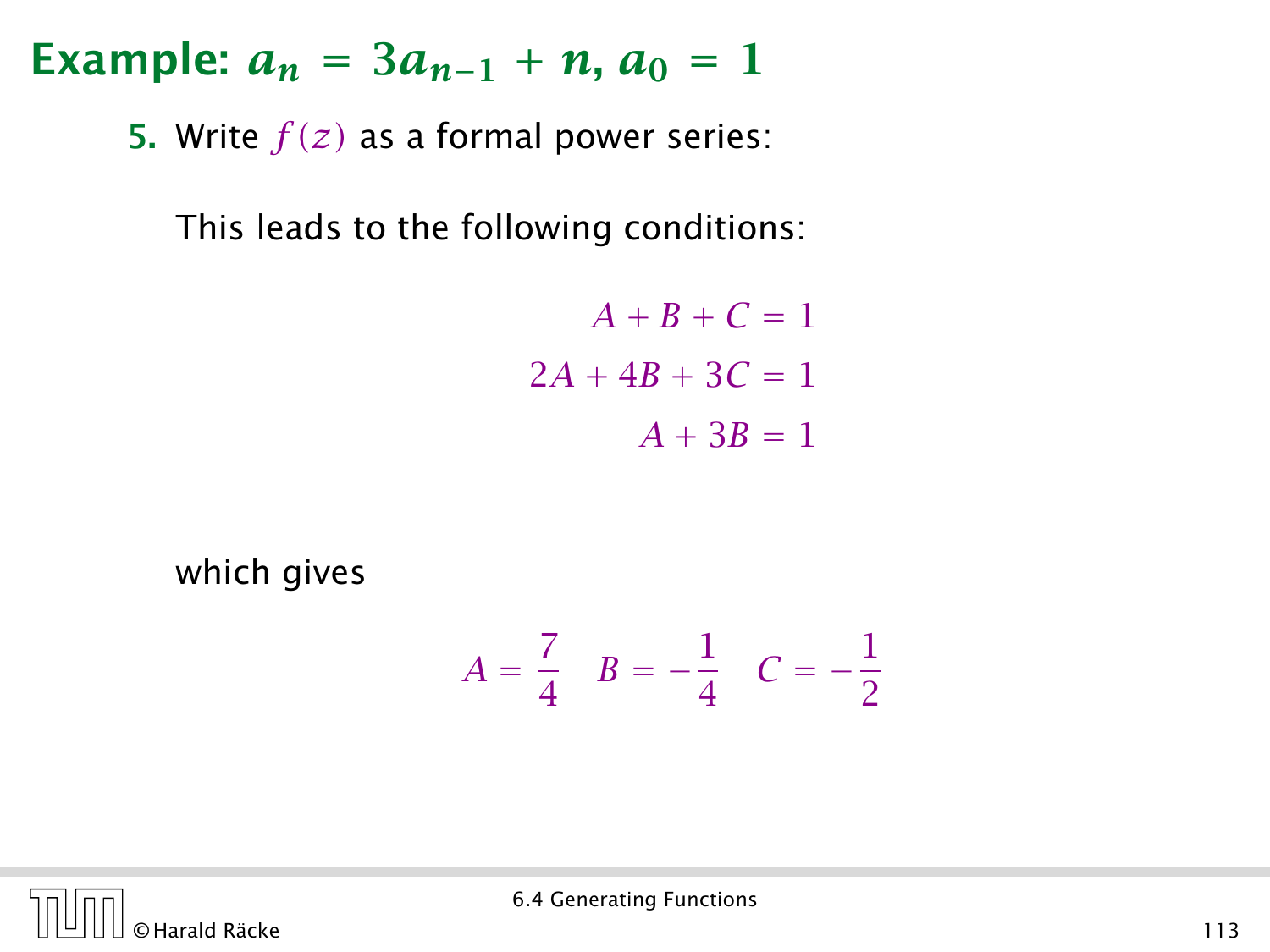## Example: $a_n = 3a_{n-1} + n$, $a_0 = 1$

**5.** Write $f(z)$ as a formal power series:

This leads to the following conditions:

$$
\begin{aligned}
A + B + C &= 1 \\
2A + 4B + 3C &= 1 \\
A + 3B &= 1
\end{aligned}
$$

which gives

$$
A = \frac{7}{4} \quad B = -\frac{1}{4} \quad C = -\frac{1}{2}
$$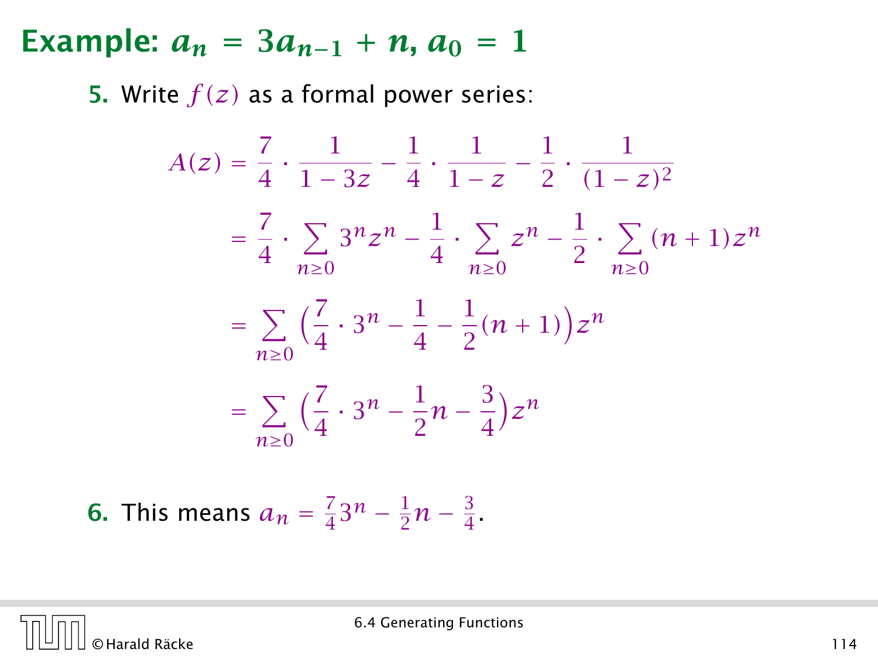# Example: $a_n = 3a_{n-1} + n$, $a_0 = 1$

**5.** Write $f(z)$ as a formal power series:

$$
\begin{aligned}
A(z) &= \frac{7}{4} \cdot \frac{1}{1-3z} - \frac{1}{4} \cdot \frac{1}{1-z} - \frac{1}{2} \cdot \frac{1}{(1-z)^2} \\
&= \frac{7}{4} \cdot \sum_{n\geq 0} 3^n z^n - \frac{1}{4} \cdot \sum_{n\geq 0} z^n - \frac{1}{2} \cdot \sum_{n\geq 0} (n+1) z^n \\
&= \sum_{n\geq 0} \Big( \frac{7}{4} \cdot 3^n - \frac{1}{4} - \frac{1}{2}(n+1) \Big) z^n \\
&= \sum_{n\geq 0} \Big( \frac{7}{4} \cdot 3^n - \frac{1}{2}n - \frac{3}{4} \Big) z^n
\end{aligned}
$$

**6.** This means $a_n = \frac{7}{4}3^n - \frac{1}{2}n - \frac{3}{4}$.